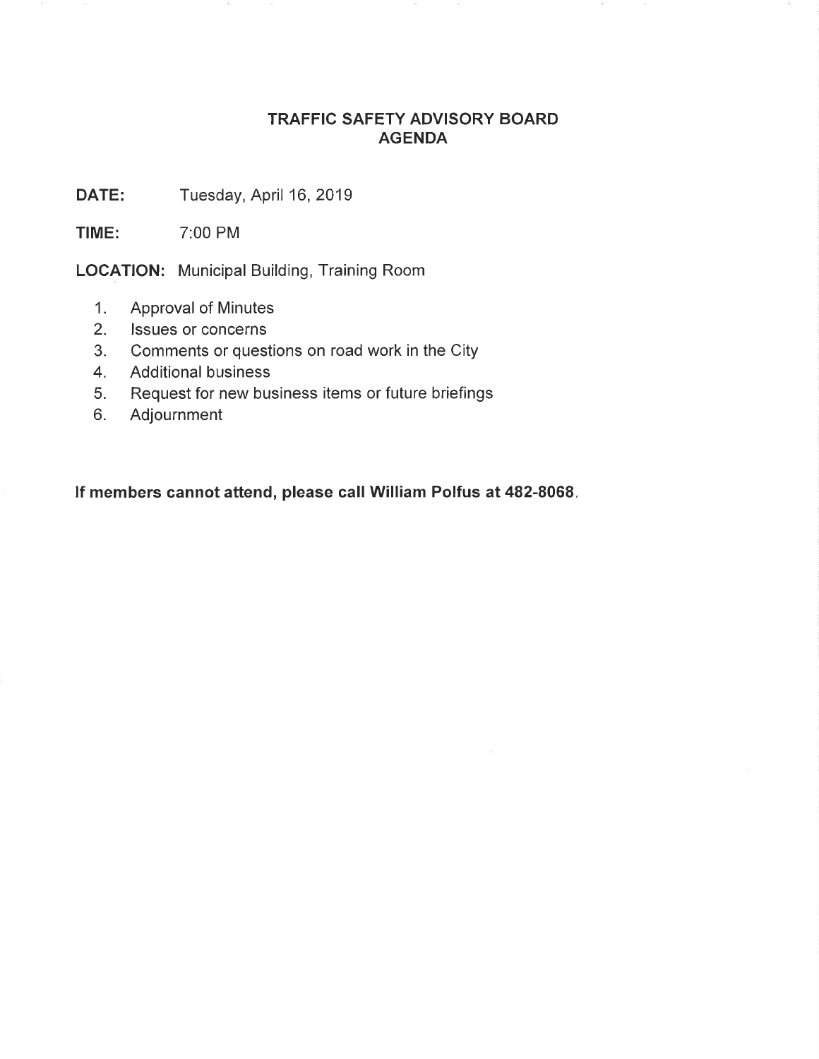# TRAFFIC SAFETY ADVISORY BOARD AGENDA

**DATE:** Tuesday, April 16, 2019

**TIME:** 7:00 PM

**LOCATION:** Municipal Building, Training Room

1. Approval of Minutes
2. Issues or concerns
3. Comments or questions on road work in the City
4. Additional business
5. Request for new business items or future briefings
6. Adjournment

**If members cannot attend, please call William Polfus at 482-8068.**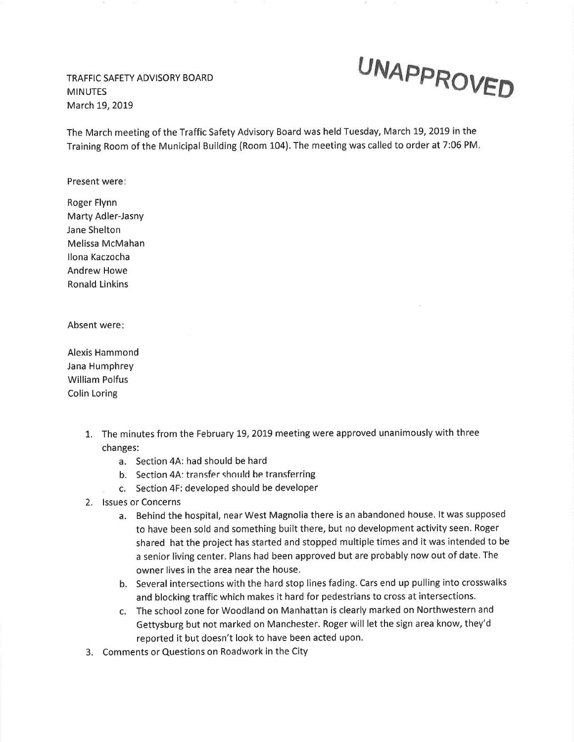UNAPPROVED

TRAFFIC SAFETY ADVISORY BOARD
MINUTES
March 19, 2019

The March meeting of the Traffic Safety Advisory Board was held Tuesday, March 19, 2019 in the Training Room of the Municipal Building (Room 104). The meeting was called to order at 7:06 PM.

Present were:

Roger Flynn
Marty Adler-Jasny
Jane Shelton
Melissa McMahan
Ilona Kaczocha
Andrew Howe
Ronald Linkins

Absent were:

Alexis Hammond
Jana Humphrey
William Polfus
Colin Loring

1. The minutes from the February 19, 2019 meeting were approved unanimously with three changes:
   a. Section 4A: had should be hard
   b. Section 4A: transfer should be transferring
   c. Section 4F: developed should be developer
2. Issues or Concerns
   a. Behind the hospital, near West Magnolia there is an abandoned house. It was supposed to have been sold and something built there, but no development activity seen. Roger shared hat the project has started and stopped multiple times and it was intended to be a senior living center. Plans had been approved but are probably now out of date. The owner lives in the area near the house.
   b. Several intersections with the hard stop lines fading. Cars end up pulling into crosswalks and blocking traffic which makes it hard for pedestrians to cross at intersections.
   c. The school zone for Woodland on Manhattan is clearly marked on Northwestern and Gettysburg but not marked on Manchester. Roger will let the sign area know, they'd reported it but doesn't look to have been acted upon.
3. Comments or Questions on Roadwork in the City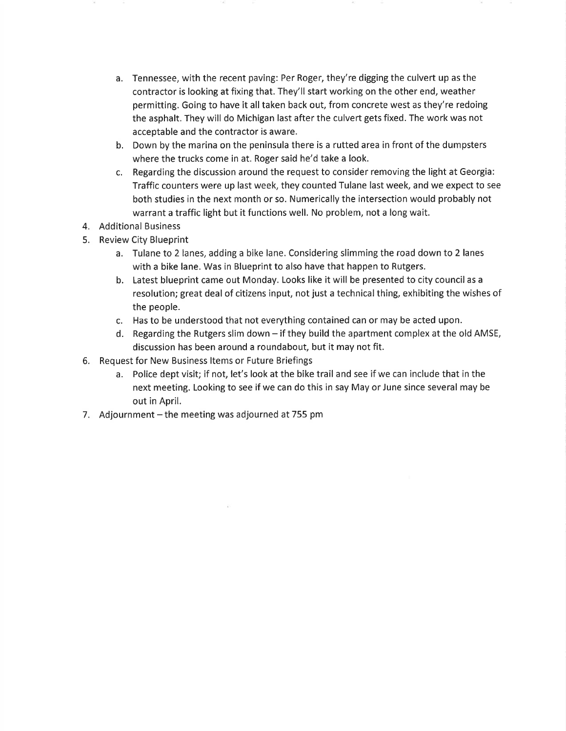a. Tennessee, with the recent paving: Per Roger, they're digging the culvert up as the contractor is looking at fixing that. They'll start working on the other end, weather permitting. Going to have it all taken back out, from concrete west as they're redoing the asphalt. They will do Michigan last after the culvert gets fixed. The work was not acceptable and the contractor is aware.
   b. Down by the marina on the peninsula there is a rutted area in front of the dumpsters where the trucks come in at. Roger said he'd take a look.
   c. Regarding the discussion around the request to consider removing the light at Georgia: Traffic counters were up last week, they counted Tulane last week, and we expect to see both studies in the next month or so. Numerically the intersection would probably not warrant a traffic light but it functions well. No problem, not a long wait.

4. Additional Business
5. Review City Blueprint
   a. Tulane to 2 lanes, adding a bike lane. Considering slimming the road down to 2 lanes with a bike lane. Was in Blueprint to also have that happen to Rutgers.
   b. Latest blueprint came out Monday. Looks like it will be presented to city council as a resolution; great deal of citizens input, not just a technical thing, exhibiting the wishes of the people.
   c. Has to be understood that not everything contained can or may be acted upon.
   d. Regarding the Rutgers slim down – if they build the apartment complex at the old AMSE, discussion has been around a roundabout, but it may not fit.
6. Request for New Business Items or Future Briefings
   a. Police dept visit; if not, let's look at the bike trail and see if we can include that in the next meeting. Looking to see if we can do this in say May or June since several may be out in April.
7. Adjournment – the meeting was adjourned at 755 pm